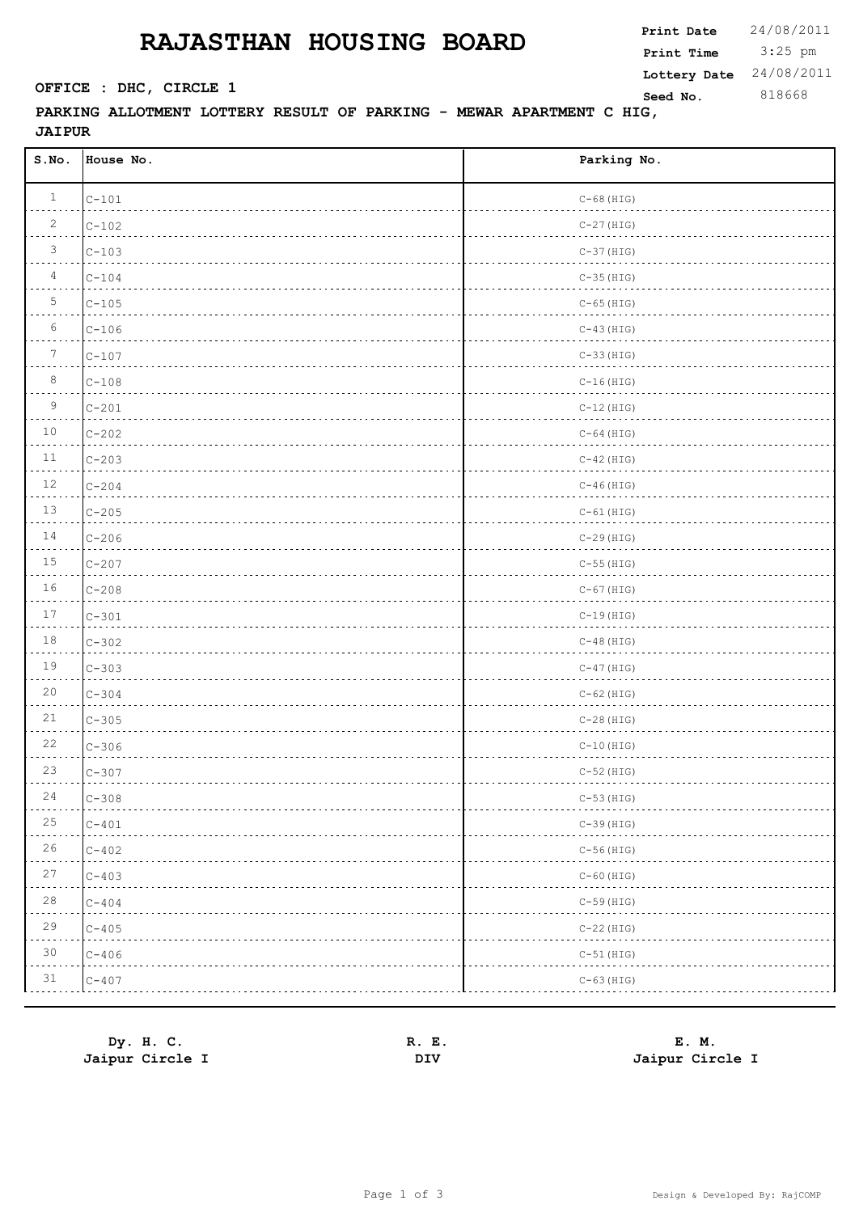# RAJASTHAN HOUSING BOARD

**Print Date** 24/08/2011
**Print Time** 3:25 pm
**Lottery Date** 24/08/2011
**Seed No.** 818668

**OFFICE : DHC, CIRCLE 1**

**PARKING ALLOTMENT LOTTERY RESULT OF PARKING - MEWAR APARTMENT C HIG, JAIPUR**

| S.No. | House No. | Parking No. |
|---|---|---|
| 1 | C-101 | C-68(HIG) |
| 2 | C-102 | C-27(HIG) |
| 3 | C-103 | C-37(HIG) |
| 4 | C-104 | C-35(HIG) |
| 5 | C-105 | C-65(HIG) |
| 6 | C-106 | C-43(HIG) |
| 7 | C-107 | C-33(HIG) |
| 8 | C-108 | C-16(HIG) |
| 9 | C-201 | C-12(HIG) |
| 10 | C-202 | C-64(HIG) |
| 11 | C-203 | C-42(HIG) |
| 12 | C-204 | C-46(HIG) |
| 13 | C-205 | C-61(HIG) |
| 14 | C-206 | C-29(HIG) |
| 15 | C-207 | C-55(HIG) |
| 16 | C-208 | C-67(HIG) |
| 17 | C-301 | C-19(HIG) |
| 18 | C-302 | C-48(HIG) |
| 19 | C-303 | C-47(HIG) |
| 20 | C-304 | C-62(HIG) |
| 21 | C-305 | C-28(HIG) |
| 22 | C-306 | C-10(HIG) |
| 23 | C-307 | C-52(HIG) |
| 24 | C-308 | C-53(HIG) |
| 25 | C-401 | C-39(HIG) |
| 26 | C-402 | C-56(HIG) |
| 27 | C-403 | C-60(HIG) |
| 28 | C-404 | C-59(HIG) |
| 29 | C-405 | C-22(HIG) |
| 30 | C-406 | C-51(HIG) |
| 31 | C-407 | C-63(HIG) |

**Dy. H. C.**
**Jaipur Circle I**

**R. E.**
**DIV**

**E. M.**
**Jaipur Circle I**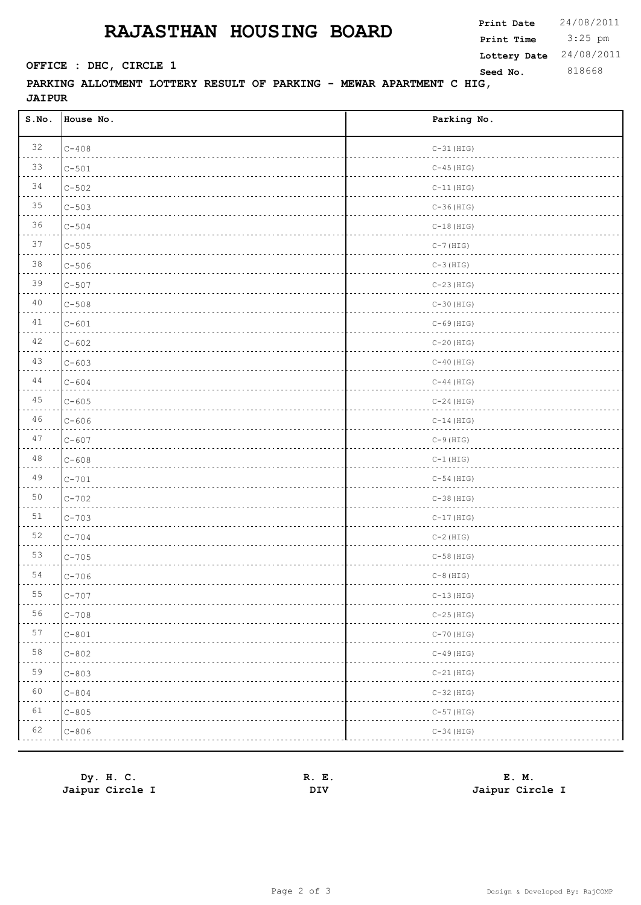# RAJASTHAN HOUSING BOARD

**Print Date** 24/08/2011
**Print Time** 3:25 pm
**Lottery Date** 24/08/2011
**Seed No.** 818668

**OFFICE : DHC, CIRCLE 1**

**PARKING ALLOTMENT LOTTERY RESULT OF PARKING - MEWAR APARTMENT C HIG, JAIPUR**

| S.No. | House No. | Parking No. |
|---|---|---|
| 32 | C-408 | C-31(HIG) |
| 33 | C-501 | C-45(HIG) |
| 34 | C-502 | C-11(HIG) |
| 35 | C-503 | C-36(HIG) |
| 36 | C-504 | C-18(HIG) |
| 37 | C-505 | C-7(HIG) |
| 38 | C-506 | C-3(HIG) |
| 39 | C-507 | C-23(HIG) |
| 40 | C-508 | C-30(HIG) |
| 41 | C-601 | C-69(HIG) |
| 42 | C-602 | C-20(HIG) |
| 43 | C-603 | C-40(HIG) |
| 44 | C-604 | C-44(HIG) |
| 45 | C-605 | C-24(HIG) |
| 46 | C-606 | C-14(HIG) |
| 47 | C-607 | C-9(HIG) |
| 48 | C-608 | C-1(HIG) |
| 49 | C-701 | C-54(HIG) |
| 50 | C-702 | C-38(HIG) |
| 51 | C-703 | C-17(HIG) |
| 52 | C-704 | C-2(HIG) |
| 53 | C-705 | C-58(HIG) |
| 54 | C-706 | C-8(HIG) |
| 55 | C-707 | C-13(HIG) |
| 56 | C-708 | C-25(HIG) |
| 57 | C-801 | C-70(HIG) |
| 58 | C-802 | C-49(HIG) |
| 59 | C-803 | C-21(HIG) |
| 60 | C-804 | C-32(HIG) |
| 61 | C-805 | C-57(HIG) |
| 62 | C-806 | C-34(HIG) |

**Dy. H. C.**
**Jaipur Circle I**

**R. E.**
**DIV**

**E. M.**
**Jaipur Circle I**

Design & Developed By: RajCOMP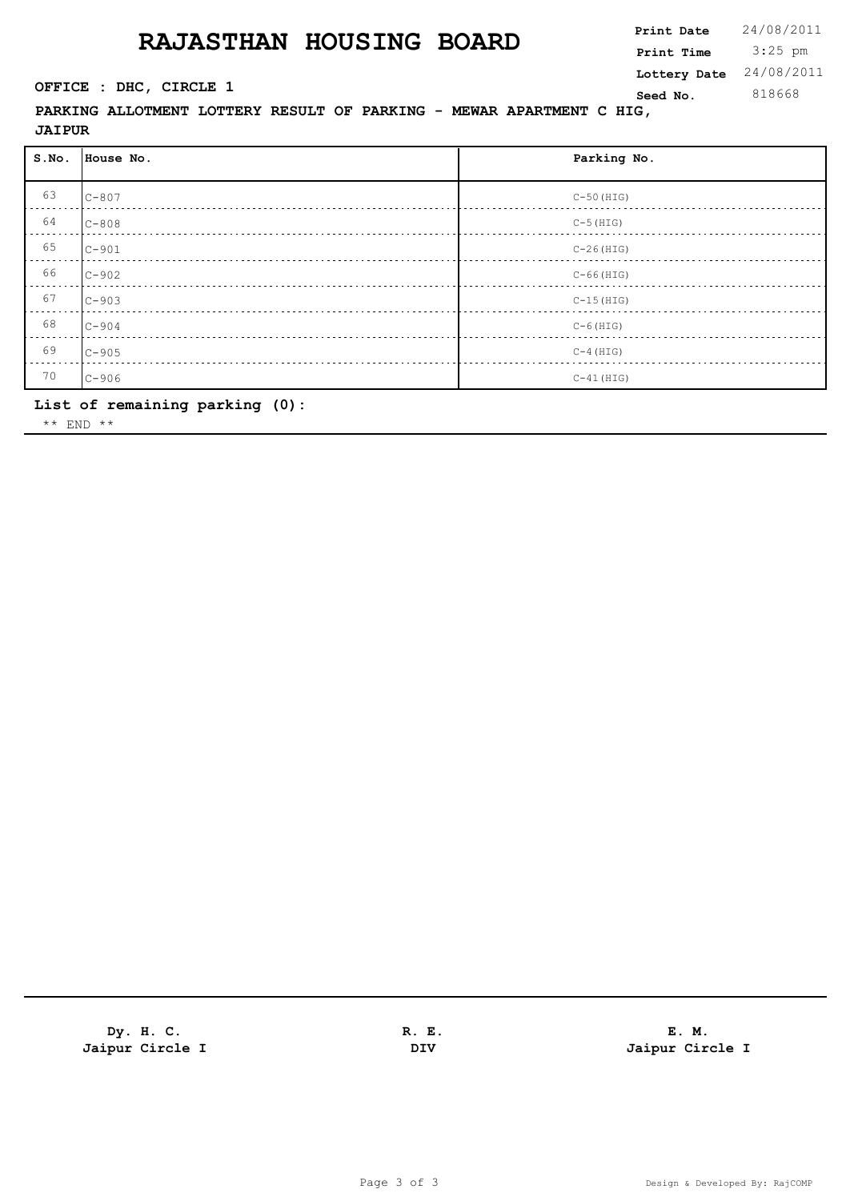# RAJASTHAN HOUSING BOARD

**Print Date** 24/08/2011
**Print Time** 3:25 pm
**Lottery Date** 24/08/2011
**Seed No.** 818668

**OFFICE : DHC, CIRCLE 1**

**PARKING ALLOTMENT LOTTERY RESULT OF PARKING - MEWAR APARTMENT C HIG, JAIPUR**

| S.No. | House No. | Parking No. |
|---|---|---|
| 63 | C-807 | C-50(HIG) |
| 64 | C-808 | C-5(HIG) |
| 65 | C-901 | C-26(HIG) |
| 66 | C-902 | C-66(HIG) |
| 67 | C-903 | C-15(HIG) |
| 68 | C-904 | C-6(HIG) |
| 69 | C-905 | C-4(HIG) |
| 70 | C-906 | C-41(HIG) |

**List of remaining parking (0):**

** END **

| Dy. H. C. | R. E. | E. M. |
|---|---|---|
| Jaipur Circle I | DIV | Jaipur Circle I |

Design & Developed By: RajCOMP